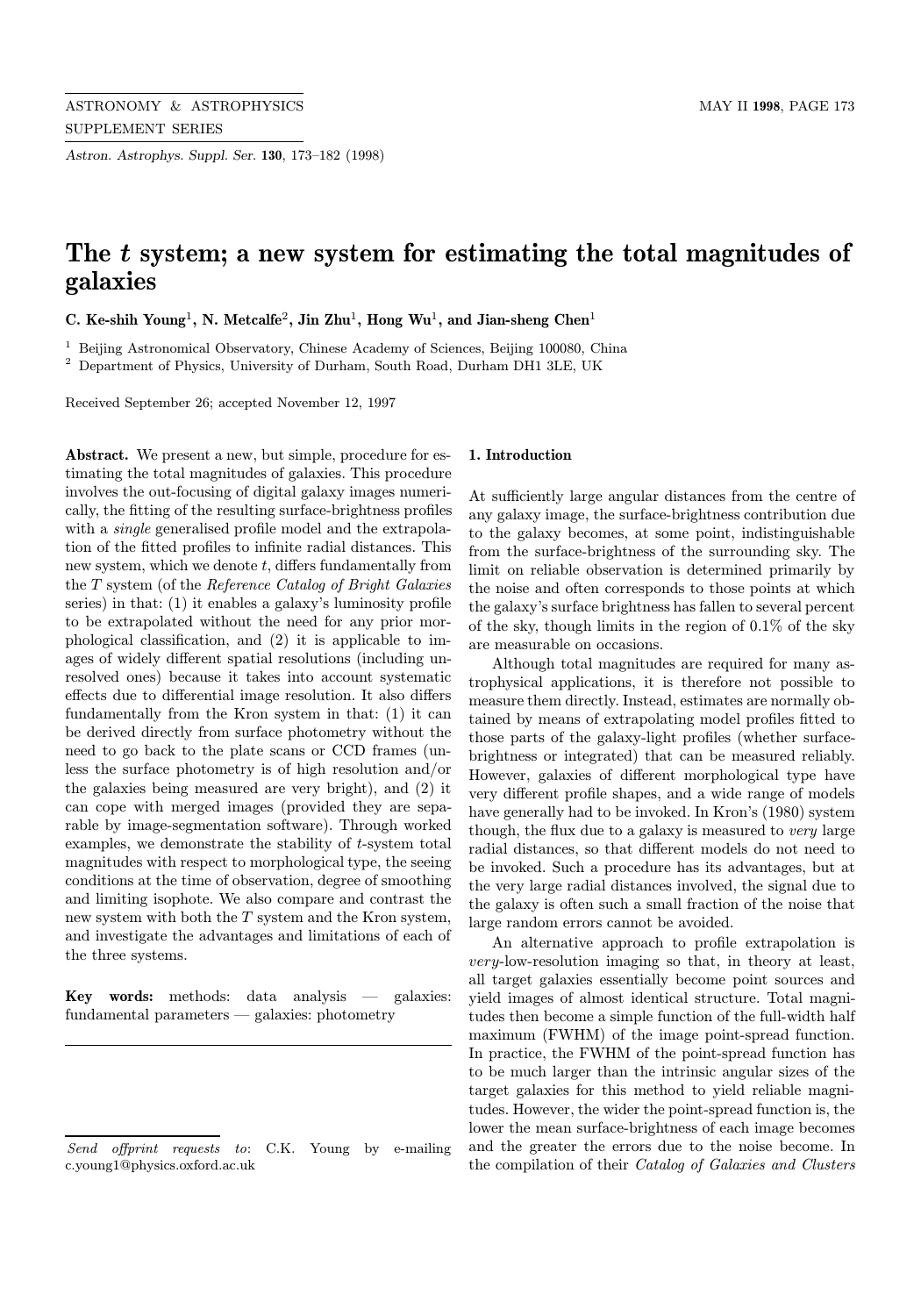# The $t$ system; a new system for estimating the total magnitudes of galaxies

**C. Ke-shih Young[1], N. Metcalfe[2], Jin Zhu[1], Hong Wu[1], and Jian-sheng Chen[1]**

[1] Beijing Astronomical Observatory, Chinese Academy of Sciences, Beijing 100080, China

[2] Department of Physics, University of Durham, South Road, Durham DH1 3LE, UK

Received September 26; accepted November 12, 1997

**Abstract.** We present a new, but simple, procedure for estimating the total magnitudes of galaxies. This procedure involves the out-focusing of digital galaxy images numerically, the fitting of the resulting surface-brightness profiles with a *single* generalised profile model and the extrapolation of the fitted profiles to infinite radial distances. This new system, which we denote $t$, differs fundamentally from the $T$ system (of the *Reference Catalog of Bright Galaxies* series) in that: (1) it enables a galaxy's luminosity profile to be extrapolated without the need for any prior morphological classification, and (2) it is applicable to images of widely different spatial resolutions (including unresolved ones) because it takes into account systematic effects due to differential image resolution. It also differs fundamentally from the Kron system in that: (1) it can be derived directly from surface photometry without the need to go back to the plate scans or CCD frames (unless the surface photometry is of high resolution and/or the galaxies being measured are very bright), and (2) it can cope with merged images (provided they are separable by image-segmentation software). Through worked examples, we demonstrate the stability of $t$-system total magnitudes with respect to morphological type, the seeing conditions at the time of observation, degree of smoothing and limiting isophote. We also compare and contrast the new system with both the $T$ system and the Kron system, and investigate the advantages and limitations of each of the three systems.

**Key words:** methods: data analysis — galaxies: fundamental parameters — galaxies: photometry

*Send offprint requests to*: C.K. Young by e-mailing c.young1@physics.oxford.ac.uk

## 1. Introduction

At sufficiently large angular distances from the centre of any galaxy image, the surface-brightness contribution due to the galaxy becomes, at some point, indistinguishable from the surface-brightness of the surrounding sky. The limit on reliable observation is determined primarily by the noise and often corresponds to those points at which the galaxy's surface brightness has fallen to several percent of the sky, though limits in the region of 0.1% of the sky are measurable on occasions.

Although total magnitudes are required for many astrophysical applications, it is therefore not possible to measure them directly. Instead, estimates are normally obtained by means of extrapolating model profiles fitted to those parts of the galaxy-light profiles (whether surface-brightness or integrated) that can be measured reliably. However, galaxies of different morphological type have very different profile shapes, and a wide range of models have generally had to be invoked. In Kron's (1980) system though, the flux due to a galaxy is measured to *very* large radial distances, so that different models do not need to be invoked. Such a procedure has its advantages, but at the very large radial distances involved, the signal due to the galaxy is often such a small fraction of the noise that large random errors cannot be avoided.

An alternative approach to profile extrapolation is *very*-low-resolution imaging so that, in theory at least, all target galaxies essentially become point sources and yield images of almost identical structure. Total magnitudes then become a simple function of the full-width half maximum (FWHM) of the image point-spread function. In practice, the FWHM of the point-spread function has to be much larger than the intrinsic angular sizes of the target galaxies for this method to yield reliable magnitudes. However, the wider the point-spread function is, the lower the mean surface-brightness of each image becomes and the greater the errors due to the noise become. In the compilation of their *Catalog of Galaxies and Clusters*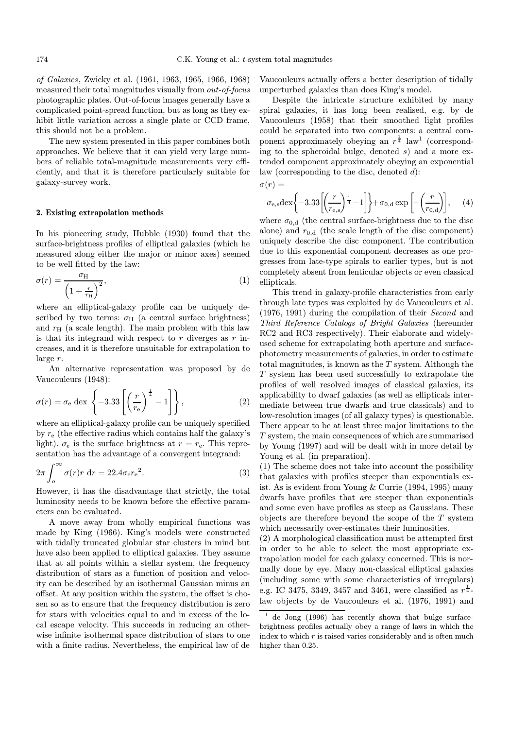*of Galaxies*, Zwicky et al. (1961, 1963, 1965, 1966, 1968) measured their total magnitudes visually from *out-of-focus* photographic plates. Out-of-focus images generally have a complicated point-spread function, but as long as they exhibit little variation across a single plate or CCD frame, this should not be a problem.

The new system presented in this paper combines both approaches. We believe that it can yield very large numbers of reliable total-magnitude measurements very efficiently, and that it is therefore particularly suitable for galaxy-survey work.

## 2. Existing extrapolation methods

In his pioneering study, Hubble (1930) found that the surface-brightness profiles of elliptical galaxies (which he measured along either the major or minor axes) seemed to be well fitted by the law:

$$\sigma(r) = \frac{\sigma_{\rm H}}{\left(1 + \frac{r}{r_{\rm H}}\right)^2}, \tag{1}$$

where an elliptical-galaxy profile can be uniquely described by two terms: $\sigma_{\rm H}$ (a central surface brightness) and $r_{\rm H}$ (a scale length). The main problem with this law is that its integrand with respect to $r$ diverges as $r$ increases, and it is therefore unsuitable for extrapolation to large $r$.

An alternative representation was proposed by de Vaucouleurs (1948):

$$\sigma(r) = \sigma_{\rm e} \ {\rm dex} \left\{ -3.33 \left[ \left( \frac{r}{r_{\rm e}} \right)^{\frac{1}{4}} - 1 \right] \right\}, \tag{2}$$

where an elliptical-galaxy profile can be uniquely specified by $r_{\rm e}$ (the effective radius which contains half the galaxy's light). $\sigma_{\rm e}$ is the surface brightness at $r = r_{\rm e}$. This representation has the advantage of a convergent integrand:

$$2\pi \int_o^\infty \sigma(r) r \ {\rm d}r = 22.4 \sigma_{\rm e} {r_{\rm e}}^2. \tag{3}$$

However, it has the disadvantage that strictly, the total luminosity needs to be known before the effective parameters can be evaluated.

A move away from wholly empirical functions was made by King (1966). King's models were constructed with tidally truncated globular star clusters in mind but have also been applied to elliptical galaxies. They assume that at all points within a stellar system, the frequency distribution of stars as a function of position and velocity can be described by an isothermal Gaussian minus an offset. At any position within the system, the offset is chosen so as to ensure that the frequency distribution is zero for stars with velocities equal to and in excess of the local escape velocity. This succeeds in reducing an otherwise infinite isothermal space distribution of stars to one with a finite radius. Nevertheless, the empirical law of de Vaucouleurs actually offers a better description of tidally unperturbed galaxies than does King's model.

Despite the intricate structure exhibited by many spiral galaxies, it has long been realised, e.g. by de Vaucouleurs (1958) that their smoothed light profiles could be separated into two components: a central component approximately obeying an $r^{\frac{1}{4}}$ law[1] (corresponding to the spheroidal bulge, denoted $s$) and a more extended component approximately obeying an exponential law (corresponding to the disc, denoted $d$):

$$\sigma(r) = \sigma_{\rm e,s} {\rm dex} \left\{ -3.33 \left[ \left( \frac{r}{r_{\rm e,s}} \right)^{\frac{1}{4}} - 1 \right] \right\} + \sigma_{0,{\rm d}} \exp \left[ - \left( \frac{r}{r_{0,{\rm d}}} \right) \right], \tag{4}$$

where $\sigma_{0,{\rm d}}$ (the central surface-brightness due to the disc alone) and $r_{0,{\rm d}}$ (the scale length of the disc component) uniquely describe the disc component. The contribution due to this exponential component decreases as one progresses from late-type spirals to earlier types, but is not completely absent from lenticular objects or even classical ellipticals.

This trend in galaxy-profile characteristics from early through late types was exploited by de Vaucouleurs et al. (1976, 1991) during the compilation of their *Second* and *Third Reference Catalogs of Bright Galaxies* (hereunder RC2 and RC3 respectively). Their elaborate and widely-used scheme for extrapolating both aperture and surface-photometry measurements of galaxies, in order to estimate total magnitudes, is known as the $T$ system. Although the $T$ system has been used successfully to extrapolate the profiles of well resolved images of classical galaxies, its applicability to dwarf galaxies (as well as ellipticals intermediate between true dwarfs and true classicals) and to low-resolution images (of all galaxy types) is questionable. There appear to be at least three major limitations to the $T$ system, the main consequences of which are summarised by Young (1997) and will be dealt with in more detail by Young et al. (in preparation).

(1) The scheme does not take into account the possibility that galaxies with profiles steeper than exponentials exist. As is evident from Young & Currie (1994, 1995) many dwarfs have profiles that *are* steeper than exponentials and some even have profiles as steep as Gaussians. These objects are therefore beyond the scope of the $T$ system which necessarily over-estimates their luminosities.

(2) A morphological classification must be attempted first in order to be able to select the most appropriate extrapolation model for each galaxy concerned. This is normally done by eye. Many non-classical elliptical galaxies (including some with some characteristics of irregulars) e.g. IC 3475, 3349, 3457 and 3461, were classified as $r^{\frac{1}{4}}$-law objects by de Vaucouleurs et al. (1976, 1991) and

[1] de Jong (1996) has recently shown that bulge surface-brightness profiles actually obey a range of laws in which the index to which $r$ is raised varies considerably and is often much higher than 0.25.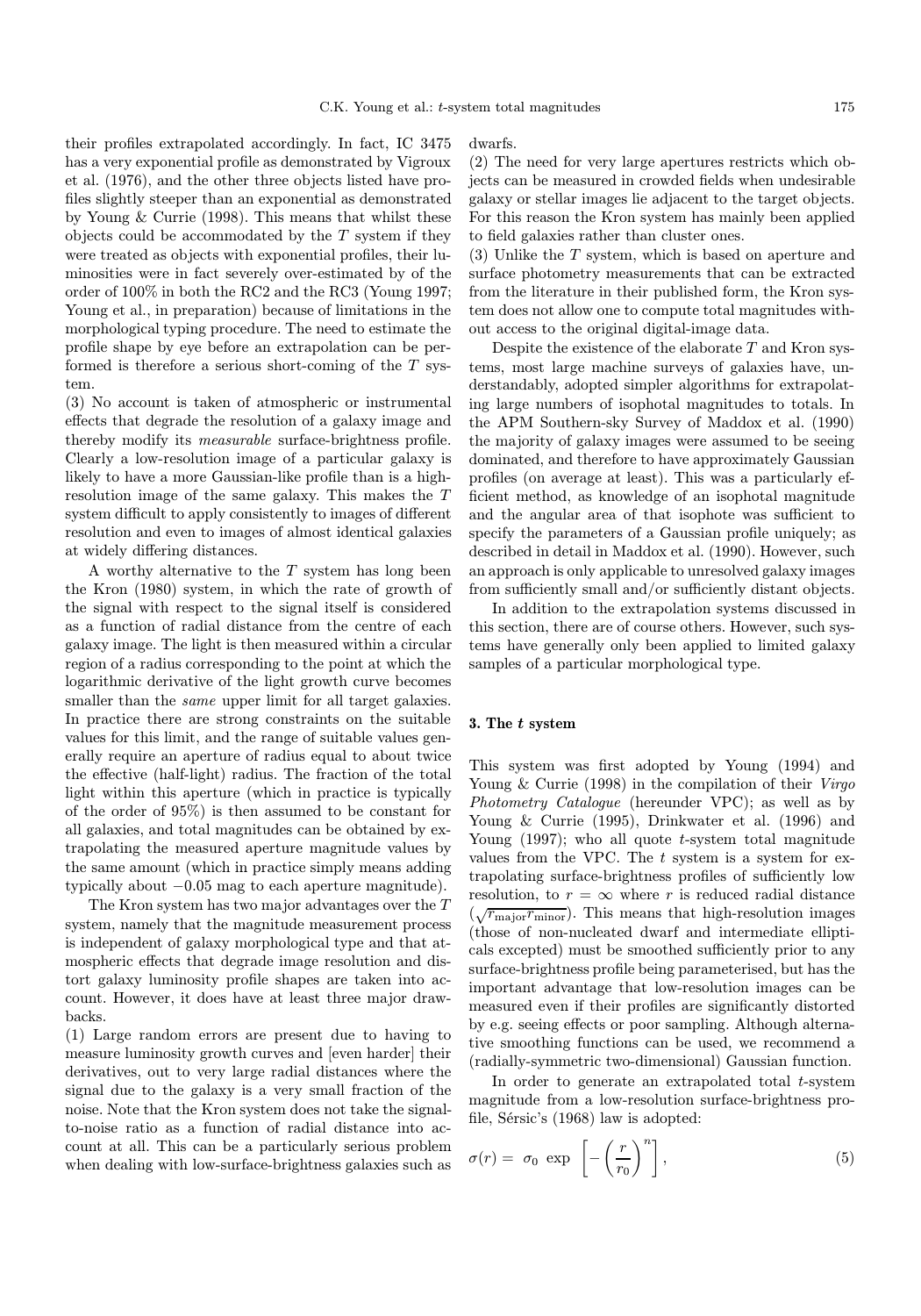their profiles extrapolated accordingly. In fact, IC 3475 has a very exponential profile as demonstrated by Vigroux et al. (1976), and the other three objects listed have profiles slightly steeper than an exponential as demonstrated by Young & Currie (1998). This means that whilst these objects could be accommodated by the $T$ system if they were treated as objects with exponential profiles, their luminosities were in fact severely over-estimated by of the order of 100% in both the RC2 and the RC3 (Young 1997; Young et al., in preparation) because of limitations in the morphological typing procedure. The need to estimate the profile shape by eye before an extrapolation can be performed is therefore a serious short-coming of the $T$ system.

(3) No account is taken of atmospheric or instrumental effects that degrade the resolution of a galaxy image and thereby modify its *measurable* surface-brightness profile. Clearly a low-resolution image of a particular galaxy is likely to have a more Gaussian-like profile than is a high-resolution image of the same galaxy. This makes the $T$ system difficult to apply consistently to images of different resolution and even to images of almost identical galaxies at widely differing distances.

A worthy alternative to the $T$ system has long been the Kron (1980) system, in which the rate of growth of the signal with respect to the signal itself is considered as a function of radial distance from the centre of each galaxy image. The light is then measured within a circular region of a radius corresponding to the point at which the logarithmic derivative of the light growth curve becomes smaller than the *same* upper limit for all target galaxies. In practice there are strong constraints on the suitable values for this limit, and the range of suitable values generally require an aperture of radius equal to about twice the effective (half-light) radius. The fraction of the total light within this aperture (which in practice is typically of the order of 95%) is then assumed to be constant for all galaxies, and total magnitudes can be obtained by extrapolating the measured aperture magnitude values by the same amount (which in practice simply means adding typically about −0.05 mag to each aperture magnitude).

The Kron system has two major advantages over the $T$ system, namely that the magnitude measurement process is independent of galaxy morphological type and that atmospheric effects that degrade image resolution and distort galaxy luminosity profile shapes are taken into account. However, it does have at least three major drawbacks.

(1) Large random errors are present due to having to measure luminosity growth curves and [even harder] their derivatives, out to very large radial distances where the signal due to the galaxy is a very small fraction of the noise. Note that the Kron system does not take the signal-to-noise ratio as a function of radial distance into account at all. This can be a particularly serious problem when dealing with low-surface-brightness galaxies such as dwarfs.

(2) The need for very large apertures restricts which objects can be measured in crowded fields when undesirable galaxy or stellar images lie adjacent to the target objects. For this reason the Kron system has mainly been applied to field galaxies rather than cluster ones.

(3) Unlike the $T$ system, which is based on aperture and surface photometry measurements that can be extracted from the literature in their published form, the Kron system does not allow one to compute total magnitudes without access to the original digital-image data.

Despite the existence of the elaborate $T$ and Kron systems, most large machine surveys of galaxies have, understandably, adopted simpler algorithms for extrapolating large numbers of isophotal magnitudes to totals. In the APM Southern-sky Survey of Maddox et al. (1990) the majority of galaxy images were assumed to be seeing dominated, and therefore to have approximately Gaussian profiles (on average at least). This was a particularly efficient method, as knowledge of an isophotal magnitude and the angular area of that isophote was sufficient to specify the parameters of a Gaussian profile uniquely; as described in detail in Maddox et al. (1990). However, such an approach is only applicable to unresolved galaxy images from sufficiently small and/or sufficiently distant objects.

In addition to the extrapolation systems discussed in this section, there are of course others. However, such systems have generally only been applied to limited galaxy samples of a particular morphological type.

## 3. The $t$ system

This system was first adopted by Young (1994) and Young & Currie (1998) in the compilation of their *Virgo Photometry Catalogue* (hereunder VPC); as well as by Young & Currie (1995), Drinkwater et al. (1996) and Young (1997); who all quote $t$-system total magnitude values from the VPC. The $t$ system is a system for extrapolating surface-brightness profiles of sufficiently low resolution, to $r = \infty$ where $r$ is reduced radial distance ($\sqrt{r_{\rm major} r_{\rm minor}}$). This means that high-resolution images (those of non-nucleated dwarf and intermediate ellipticals excepted) must be smoothed sufficiently prior to any surface-brightness profile being parameterised, but has the important advantage that low-resolution images can be measured even if their profiles are significantly distorted by e.g. seeing effects or poor sampling. Although alternative smoothing functions can be used, we recommend a (radially-symmetric two-dimensional) Gaussian function.

In order to generate an extrapolated total $t$-system magnitude from a low-resolution surface-brightness profile, Sérsic's (1968) law is adopted:

$$\sigma(r) = \sigma_0 \, \exp \, \left[ - \left( \frac{r}{r_0} \right)^n \right], \tag{5}$$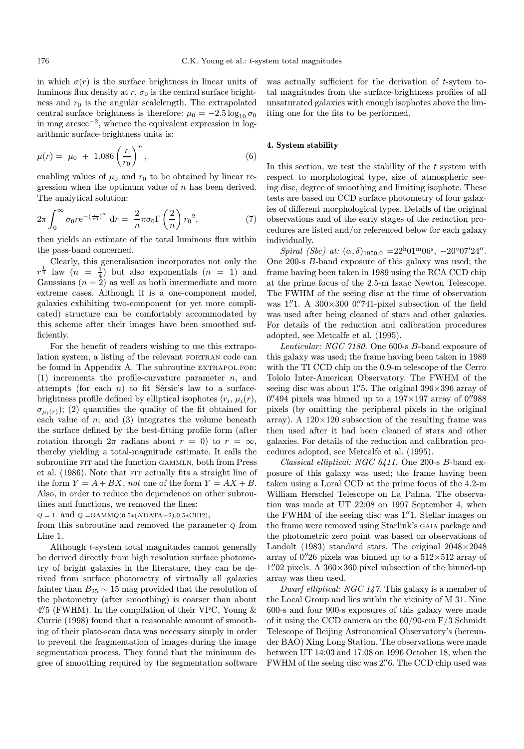in which $\sigma(r)$ is the surface brightness in linear units of luminous flux density at $r$, $\sigma_0$ is the central surface brightness and $r_0$ is the angular scalelength. The extrapolated central surface brightness is therefore: $\mu_0 = -2.5 \log_{10} \sigma_0$ in mag arcsec$^{-2}$, whence the equivalent expression in logarithmic surface-brightness units is:

$$\mu(r) = \mu_0 + 1.086 \left(\frac{r}{r_0}\right)^n, \tag{6}$$

enabling values of $\mu_0$ and $r_0$ to be obtained by linear regression when the optimum value of $n$ has been derived. The analytical solution:

$$2\pi \int_0^\infty \sigma_0 r e^{-(\frac{r}{r_0})^n} \, \mathrm{d}r = \frac{2}{n} \pi \sigma_0 \Gamma\left(\frac{2}{n}\right) {r_0}^2, \tag{7}$$

then yields an estimate of the total luminous flux within the pass-band concerned.

Clearly, this generalisation incorporates not only the $r^{\frac{1}{4}}$ law ($n = \frac{1}{4}$) but also exponentials ($n = 1$) and Gaussians ($n = 2$) as well as both intermediate and more extreme cases. Although it is a one-component model, galaxies exhibiting two-component (or yet more complicated) structure can be comfortably accommodated by this scheme after their images have been smoothed sufficiently.

For the benefit of readers wishing to use this extrapolation system, a listing of the relevant FORTRAN code can be found in Appendix A. The subroutine EXTRAPOL.FOR: (1) increments the profile-curvature parameter $n$, and attempts (for each $n$) to fit Sérsic's law to a surface-brightness profile defined by elliptical isophotes ($r_i$, $\mu_i(r)$, $\sigma_{\mu_i(r)}$); (2) quantifies the quality of the fit obtained for each value of $n$; and (3) integrates the volume beneath the surface defined by the best-fitting profile form (after rotation through $2\pi$ radians about $r = 0$) to $r = \infty$, thereby yielding a total-magnitude estimate. It calls the subroutine FIT and the function GAMMLN, both from Press et al. (1986). Note that FIT actually fits a straight line of the form $Y = A + BX$, *not* one of the form $Y = AX + B$. Also, in order to reduce the dependence on other subroutines and functions, we removed the lines:

Q = 1. and Q =GAMMQ(0.5*(NDATA−2),0.5*CHI2),

from this subroutine and removed the parameter Q from Line 1.

Although $t$-system total magnitudes cannot generally be derived directly from high resolution surface photometry of bright galaxies in the literature, they can be derived from surface photometry of virtually all galaxies fainter than $B_{25} \sim 15$ mag provided that the resolution of the photometry (after smoothing) is coarser than about 4.″5 (FWHM). In the compilation of their VPC, Young & Currie (1998) found that a reasonable amount of smoothing of their plate-scan data was necessary simply in order to prevent the fragmentation of images during the image segmentation process. They found that the minimum degree of smoothing required by the segmentation software was actually sufficient for the derivation of $t$-sytem total magnitudes from the surface-brightness profiles of all unsaturated galaxies with enough isophotes above the limiting one for the fits to be performed.

## 4. System stability

In this section, we test the stability of the $t$ system with respect to morphological type, size of atmospheric seeing disc, degree of smoothing and limiting isophote. These tests are based on CCD surface photometry of four galaxies of different morphological types. Details of the original observations and of the early stages of the reduction procedures are listed and/or referenced below for each galaxy individually.

*Spiral (Sbc) at:* $(\alpha, \delta)_{1950.0}$ =22$^{\rm h}$01$^{\rm m}$06$^{\rm s}$, −20°07′24″. One 200-s $B$-band exposure of this galaxy was used; the frame having been taken in 1989 using the RCA CCD chip at the prime focus of the 2.5-m Isaac Newton Telescope. The FWHM of the seeing disc at the time of observation was 1.″1. A 300×300 0.″741-pixel subsection of the field was used after being cleaned of stars and other galaxies. For details of the reduction and calibration procedures adopted, see Metcalfe et al. (1995).

*Lenticular: NGC 7180.* One 600-s $B$-band exposure of this galaxy was used; the frame having been taken in 1989 with the TI CCD chip on the 0.9-m telescope of the Cerro Tololo Inter-American Observatory. The FWHM of the seeing disc was about 1.″5. The original 396×396 array of 0.″494 pixels was binned up to a 197×197 array of 0.″988 pixels (by omitting the peripheral pixels in the original array). A 120×120 subsection of the resulting frame was then used after it had been cleaned of stars and other galaxies. For details of the reduction and calibration procedures adopted, see Metcalfe et al. (1995).

*Classical elliptical: NGC 6411.* One 200-s $B$-band exposure of this galaxy was used; the frame having been taken using a Loral CCD at the prime focus of the 4.2-m William Herschel Telescope on La Palma. The observation was made at UT 22:08 on 1997 September 4, when the FWHM of the seeing disc was 1.″1. Stellar images on the frame were removed using Starlink's GAIA package and the photometric zero point was based on observations of Landolt (1983) standard stars. The original 2048×2048 array of 0.″26 pixels was binned up to a 512×512 array of 1.″02 pixels. A 360×360 pixel subsection of the binned-up array was then used.

*Dwarf elliptical: NGC 147.* This galaxy is a member of the Local Group and lies within the vicinity of M 31. Nine 600-s and four 900-s exposures of this galaxy were made of it using the CCD camera on the 60/90-cm F/3 Schmidt Telescope of Beijing Astronomical Observatory's (hereunder BAO) Xing Long Station. The observations were made between UT 14:03 and 17:08 on 1996 October 18, when the FWHM of the seeing disc was 2.″6. The CCD chip used was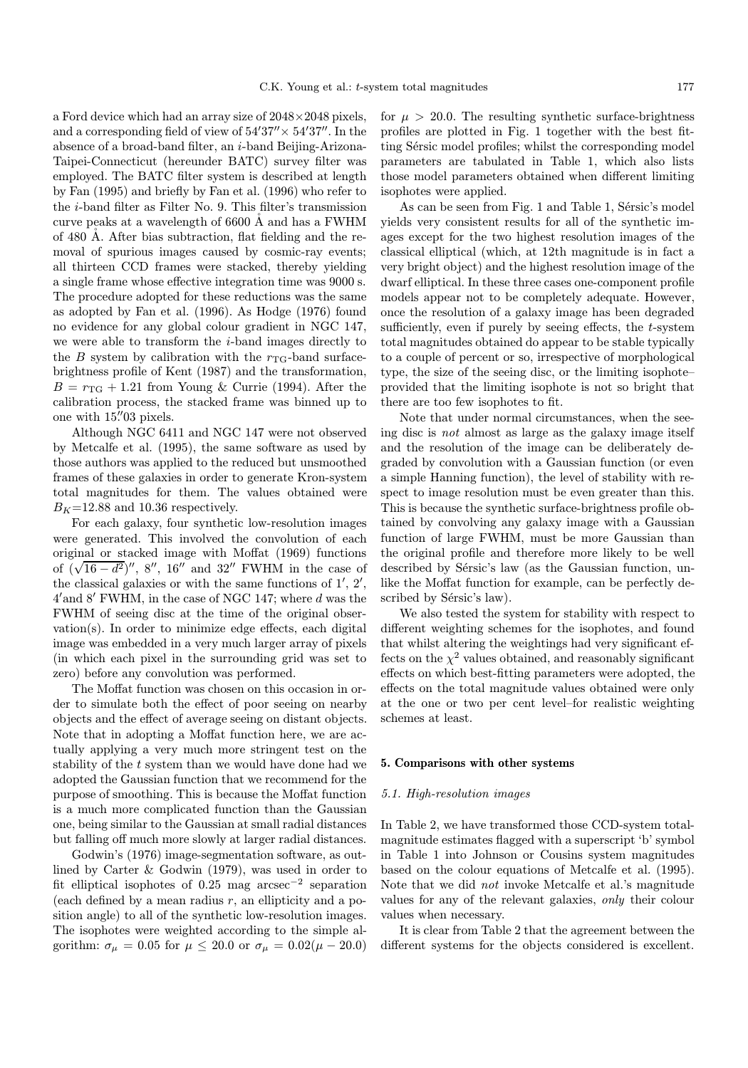a Ford device which had an array size of 2048×2048 pixels, and a corresponding field of view of 54′37″× 54′37″. In the absence of a broad-band filter, an $i$-band Beijing-Arizona-Taipei-Connecticut (hereunder BATC) survey filter was employed. The BATC filter system is described at length by Fan (1995) and briefly by Fan et al. (1996) who refer to the $i$-band filter as Filter No. 9. This filter's transmission curve peaks at a wavelength of 6600 Å and has a FWHM of 480 Å. After bias subtraction, flat fielding and the removal of spurious images caused by cosmic-ray events; all thirteen CCD frames were stacked, thereby yielding a single frame whose effective integration time was 9000 s. The procedure adopted for these reductions was the same as adopted by Fan et al. (1996). As Hodge (1976) found no evidence for any global colour gradient in NGC 147, we were able to transform the $i$-band images directly to the $B$ system by calibration with the $r_{\rm TG}$-band surface-brightness profile of Kent (1987) and the transformation, $B = r_{\rm TG} + 1.21$ from Young & Currie (1994). After the calibration process, the stacked frame was binned up to one with 15.″03 pixels.

Although NGC 6411 and NGC 147 were not observed by Metcalfe et al. (1995), the same software as used by those authors was applied to the reduced but unsmoothed frames of these galaxies in order to generate Kron-system total magnitudes for them. The values obtained were $B_K$=12.88 and 10.36 respectively.

For each galaxy, four synthetic low-resolution images were generated. This involved the convolution of each original or stacked image with Moffat (1969) functions of $(\sqrt{16-d^2})''$, 8″, 16″ and 32″ FWHM in the case of the classical galaxies or with the same functions of 1′, 2′, 4′and 8′ FWHM, in the case of NGC 147; where $d$ was the FWHM of seeing disc at the time of the original observation(s). In order to minimize edge effects, each digital image was embedded in a very much larger array of pixels (in which each pixel in the surrounding grid was set to zero) before any convolution was performed.

The Moffat function was chosen on this occasion in order to simulate both the effect of poor seeing on nearby objects and the effect of average seeing on distant objects. Note that in adopting a Moffat function here, we are actually applying a very much more stringent test on the stability of the $t$ system than we would have done had we adopted the Gaussian function that we recommend for the purpose of smoothing. This is because the Moffat function is a much more complicated function than the Gaussian one, being similar to the Gaussian at small radial distances but falling off much more slowly at larger radial distances.

Godwin's (1976) image-segmentation software, as outlined by Carter & Godwin (1979), was used in order to fit elliptical isophotes of 0.25 mag arcsec$^{-2}$ separation (each defined by a mean radius $r$, an ellipticity and a position angle) to all of the synthetic low-resolution images. The isophotes were weighted according to the simple algorithm: $\sigma_\mu = 0.05$ for $\mu \leq 20.0$ or $\sigma_\mu = 0.02(\mu - 20.0)$ for $\mu > 20.0$. The resulting synthetic surface-brightness profiles are plotted in Fig. 1 together with the best fitting Sérsic model profiles; whilst the corresponding model parameters are tabulated in Table 1, which also lists those model parameters obtained when different limiting isophotes were applied.

As can be seen from Fig. 1 and Table 1, Sérsic's model yields very consistent results for all of the synthetic images except for the two highest resolution images of the classical elliptical (which, at 12th magnitude is in fact a very bright object) and the highest resolution image of the dwarf elliptical. In these three cases one-component profile models appear not to be completely adequate. However, once the resolution of a galaxy image has been degraded sufficiently, even if purely by seeing effects, the $t$-system total magnitudes obtained do appear to be stable typically to a couple of percent or so, irrespective of morphological type, the size of the seeing disc, or the limiting isophote– provided that the limiting isophote is not so bright that there are too few isophotes to fit.

Note that under normal circumstances, when the seeing disc is *not* almost as large as the galaxy image itself and the resolution of the image can be deliberately degraded by convolution with a Gaussian function (or even a simple Hanning function), the level of stability with respect to image resolution must be even greater than this. This is because the synthetic surface-brightness profile obtained by convolving any galaxy image with a Gaussian function of large FWHM, must be more Gaussian than the original profile and therefore more likely to be well described by Sérsic's law (as the Gaussian function, unlike the Moffat function for example, can be perfectly described by Sérsic's law).

We also tested the system for stability with respect to different weighting schemes for the isophotes, and found that whilst altering the weightings had very significant effects on the $\chi^2$ values obtained, and reasonably significant effects on which best-fitting parameters were adopted, the effects on the total magnitude values obtained were only at the one or two per cent level–for realistic weighting schemes at least.

## 5. Comparisons with other systems

### 5.1. High-resolution images

In Table 2, we have transformed those CCD-system total-magnitude estimates flagged with a superscript 'b' symbol in Table 1 into Johnson or Cousins system magnitudes based on the colour equations of Metcalfe et al. (1995). Note that we did *not* invoke Metcalfe et al.'s magnitude values for any of the relevant galaxies, *only* their colour values when necessary.

It is clear from Table 2 that the agreement between the different systems for the objects considered is excellent.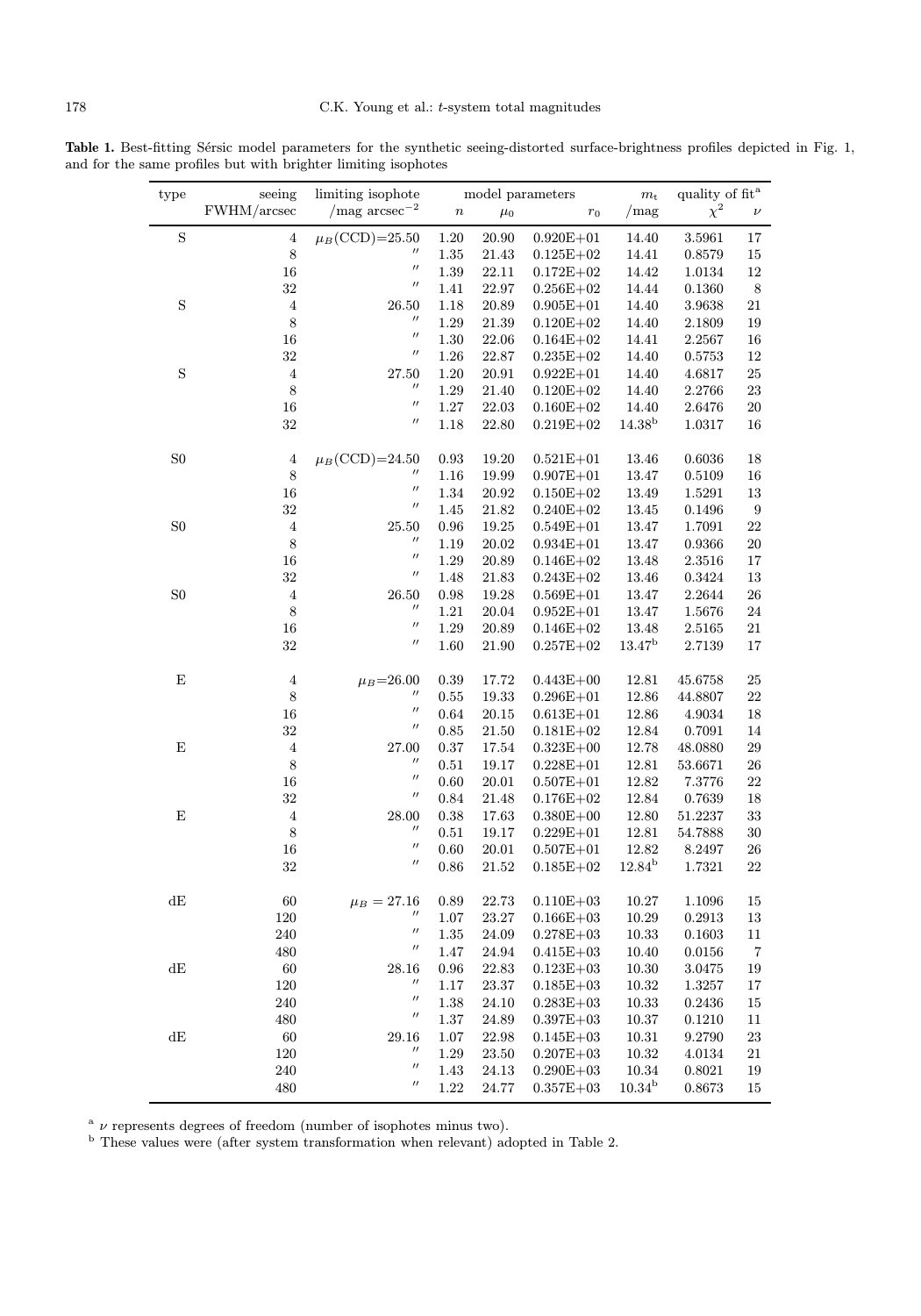**Table 1.** Best-fitting Sérsic model parameters for the synthetic seeing-distorted surface-brightness profiles depicted in Fig. 1, and for the same profiles but with brighter limiting isophotes

| type | seeing FWHM/arcsec | limiting isophote /mag arcsec$^{-2}$ | model parameters $n$ | $\mu_0$ | $r_0$ | $m_t$ /mag | quality of fit[a] $\chi^2$ | $\nu$ |
|---|---|---|---|---|---|---|---|---|
| S | 4 | $\mu_B$(CCD)=25.50 | 1.20 | 20.90 | 0.920E+01 | 14.40 | 3.5961 | 17 |
| | 8 | ″ | 1.35 | 21.43 | 0.125E+02 | 14.41 | 0.8579 | 15 |
| | 16 | ″ | 1.39 | 22.11 | 0.172E+02 | 14.42 | 1.0134 | 12 |
| | 32 | ″ | 1.41 | 22.97 | 0.256E+02 | 14.44 | 0.1360 | 8 |
| S | 4 | 26.50 | 1.18 | 20.89 | 0.905E+01 | 14.40 | 3.9638 | 21 |
| | 8 | ″ | 1.29 | 21.39 | 0.120E+02 | 14.40 | 2.1809 | 19 |
| | 16 | ″ | 1.30 | 22.06 | 0.164E+02 | 14.41 | 2.2567 | 16 |
| | 32 | ″ | 1.26 | 22.87 | 0.235E+02 | 14.40 | 0.5753 | 12 |
| S | 4 | 27.50 | 1.20 | 20.91 | 0.922E+01 | 14.40 | 4.6817 | 25 |
| | 8 | ″ | 1.29 | 21.40 | 0.120E+02 | 14.40 | 2.2766 | 23 |
| | 16 | ″ | 1.27 | 22.03 | 0.160E+02 | 14.40 | 2.6476 | 20 |
| | 32 | ″ | 1.18 | 22.80 | 0.219E+02 | 14.38[b] | 1.0317 | 16 |
| S0 | 4 | $\mu_B$(CCD)=24.50 | 0.93 | 19.20 | 0.521E+01 | 13.46 | 0.6036 | 18 |
| | 8 | ″ | 1.16 | 19.99 | 0.907E+01 | 13.47 | 0.5109 | 16 |
| | 16 | ″ | 1.34 | 20.92 | 0.150E+02 | 13.49 | 1.5291 | 13 |
| | 32 | ″ | 1.45 | 21.82 | 0.240E+02 | 13.45 | 0.1496 | 9 |
| S0 | 4 | 25.50 | 0.96 | 19.25 | 0.549E+01 | 13.47 | 1.7091 | 22 |
| | 8 | ″ | 1.19 | 20.02 | 0.934E+01 | 13.47 | 0.9366 | 20 |
| | 16 | ″ | 1.29 | 20.89 | 0.146E+02 | 13.48 | 2.3516 | 17 |
| | 32 | ″ | 1.48 | 21.83 | 0.243E+02 | 13.46 | 0.3424 | 13 |
| S0 | 4 | 26.50 | 0.98 | 19.28 | 0.569E+01 | 13.47 | 2.2644 | 26 |
| | 8 | ″ | 1.21 | 20.04 | 0.952E+01 | 13.47 | 1.5676 | 24 |
| | 16 | ″ | 1.29 | 20.89 | 0.146E+02 | 13.48 | 2.5165 | 21 |
| | 32 | ″ | 1.60 | 21.90 | 0.257E+02 | 13.47[b] | 2.7139 | 17 |
| E | 4 | $\mu_B$=26.00 | 0.39 | 17.72 | 0.443E+00 | 12.81 | 45.6758 | 25 |
| | 8 | ″ | 0.55 | 19.33 | 0.296E+01 | 12.86 | 44.8807 | 22 |
| | 16 | ″ | 0.64 | 20.15 | 0.613E+01 | 12.86 | 4.9034 | 18 |
| | 32 | ″ | 0.85 | 21.50 | 0.181E+02 | 12.84 | 0.7091 | 14 |
| E | 4 | 27.00 | 0.37 | 17.54 | 0.323E+00 | 12.78 | 48.0880 | 29 |
| | 8 | ″ | 0.51 | 19.17 | 0.228E+01 | 12.81 | 53.6671 | 26 |
| | 16 | ″ | 0.60 | 20.01 | 0.507E+01 | 12.82 | 7.3776 | 22 |
| | 32 | ″ | 0.84 | 21.48 | 0.176E+02 | 12.84 | 0.7639 | 18 |
| E | 4 | 28.00 | 0.38 | 17.63 | 0.380E+00 | 12.80 | 51.2237 | 33 |
| | 8 | ″ | 0.51 | 19.17 | 0.229E+01 | 12.81 | 54.7888 | 30 |
| | 16 | ″ | 0.60 | 20.01 | 0.507E+01 | 12.82 | 8.2497 | 26 |
| | 32 | ″ | 0.86 | 21.52 | 0.185E+02 | 12.84[b] | 1.7321 | 22 |
| dE | 60 | $\mu_B$ = 27.16 | 0.89 | 22.73 | 0.110E+03 | 10.27 | 1.1096 | 15 |
| | 120 | ″ | 1.07 | 23.27 | 0.166E+03 | 10.29 | 0.2913 | 13 |
| | 240 | ″ | 1.35 | 24.09 | 0.278E+03 | 10.33 | 0.1603 | 11 |
| | 480 | ″ | 1.47 | 24.94 | 0.415E+03 | 10.40 | 0.0156 | 7 |
| dE | 60 | 28.16 | 0.96 | 22.83 | 0.123E+03 | 10.30 | 3.0475 | 19 |
| | 120 | ″ | 1.17 | 23.37 | 0.185E+03 | 10.32 | 1.3257 | 17 |
| | 240 | ″ | 1.38 | 24.10 | 0.283E+03 | 10.33 | 0.2436 | 15 |
| | 480 | ″ | 1.37 | 24.89 | 0.397E+03 | 10.37 | 0.1210 | 11 |
| dE | 60 | 29.16 | 1.07 | 22.98 | 0.145E+03 | 10.31 | 9.2790 | 23 |
| | 120 | ″ | 1.29 | 23.50 | 0.207E+03 | 10.32 | 4.0134 | 21 |
| | 240 | ″ | 1.43 | 24.13 | 0.290E+03 | 10.34 | 0.8021 | 19 |
| | 480 | ″ | 1.22 | 24.77 | 0.357E+03 | 10.34[b] | 0.8673 | 15 |

[a] $\nu$ represents degrees of freedom (number of isophotes minus two).
[b] These values were (after system transformation when relevant) adopted in Table 2.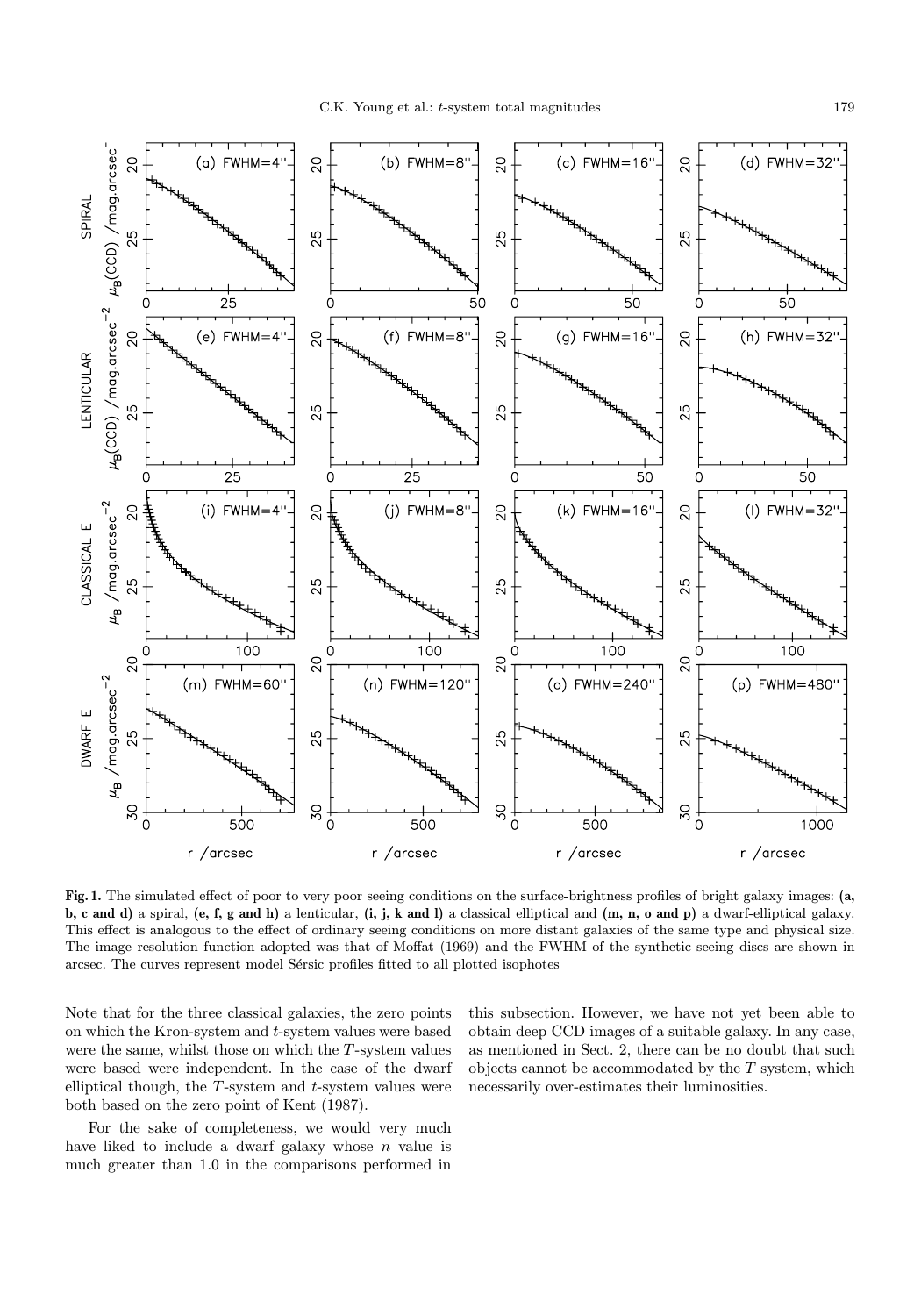**Fig. 1.** The simulated effect of poor to very poor seeing conditions on the surface-brightness profiles of bright galaxy images: **(a, b, c and d)** a spiral, **(e, f, g and h)** a lenticular, **(i, j, k and l)** a classical elliptical and **(m, n, o and p)** a dwarf-elliptical galaxy. This effect is analogous to the effect of ordinary seeing conditions on more distant galaxies of the same type and physical size. The image resolution function adopted was that of Moffat (1969) and the FWHM of the synthetic seeing discs are shown in arcsec. The curves represent model Sérsic profiles fitted to all plotted isophotes

Note that for the three classical galaxies, the zero points on which the Kron-system and $t$-system values were based were the same, whilst those on which the $T$-system values were based were independent. In the case of the dwarf elliptical though, the $T$-system and $t$-system values were both based on the zero point of Kent (1987).

For the sake of completeness, we would very much have liked to include a dwarf galaxy whose $n$ value is much greater than 1.0 in the comparisons performed in this subsection. However, we have not yet been able to obtain deep CCD images of a suitable galaxy. In any case, as mentioned in Sect. 2, there can be no doubt that such objects cannot be accommodated by the $T$ system, which necessarily over-estimates their luminosities.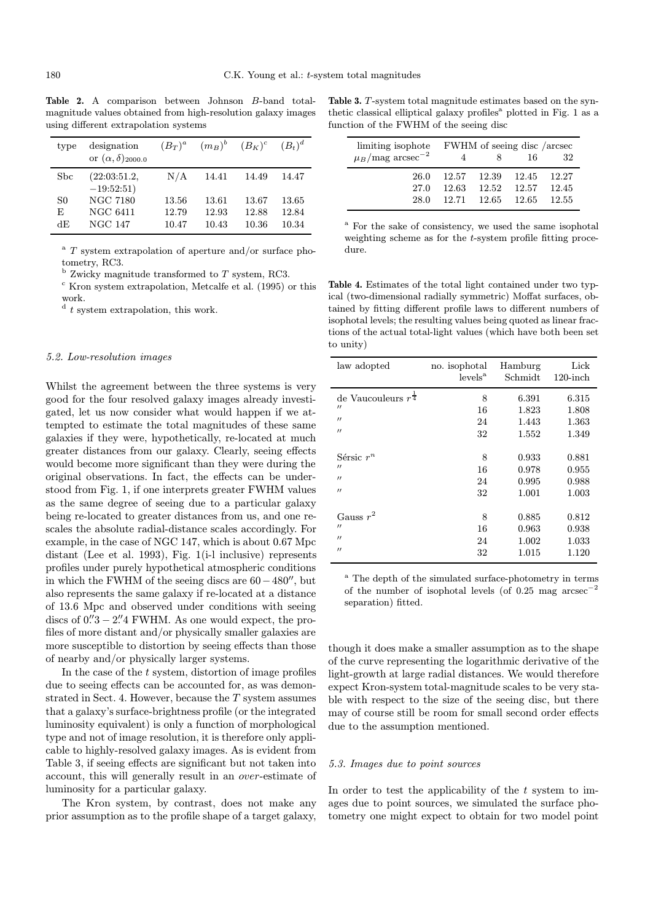**Table 2.** A comparison between Johnson $B$-band total-magnitude values obtained from high-resolution galaxy images using different extrapolation systems

| type | designation or $(\alpha, \delta)_{2000.0}$ | $(B_T)^a$ | $(m_B)^b$ | $(B_K)^c$ | $(B_t)^d$ |
|---|---|---|---|---|---|
| Sbc | (22:03:51.2, −19:52:51) | N/A | 14.41 | 14.49 | 14.47 |
| S0 | NGC 7180 | 13.56 | 13.61 | 13.67 | 13.65 |
| E | NGC 6411 | 12.79 | 12.93 | 12.88 | 12.84 |
| dE | NGC 147 | 10.47 | 10.43 | 10.36 | 10.34 |

[a] $T$ system extrapolation of aperture and/or surface photometry, RC3.
[b] Zwicky magnitude transformed to $T$ system, RC3.
[c] Kron system extrapolation, Metcalfe et al. (1995) or this work.
[d] $t$ system extrapolation, this work.

### 5.2. Low-resolution images

Whilst the agreement between the three systems is very good for the four resolved galaxy images already investigated, let us now consider what would happen if we attempted to estimate the total magnitudes of these same galaxies if they were, hypothetically, re-located at much greater distances from our galaxy. Clearly, seeing effects would become more significant than they were during the original observations. In fact, the effects can be understood from Fig. 1, if one interprets greater FWHM values as the same degree of seeing due to a particular galaxy being re-located to greater distances from us, and one rescales the absolute radial-distance scales accordingly. For example, in the case of NGC 147, which is about 0.67 Mpc distant (Lee et al. 1993), Fig. 1(i-l inclusive) represents profiles under purely hypothetical atmospheric conditions in which the FWHM of the seeing discs are $60 - 480''$, but also represents the same galaxy if re-located at a distance of 13.6 Mpc and observed under conditions with seeing discs of $0.''3 - 2.''4$ FWHM. As one would expect, the profiles of more distant and/or physically smaller galaxies are more susceptible to distortion by seeing effects than those of nearby and/or physically larger systems.

In the case of the $t$ system, distortion of image profiles due to seeing effects can be accounted for, as was demonstrated in Sect. 4. However, because the $T$ system assumes that a galaxy's surface-brightness profile (or the integrated luminosity equivalent) is only a function of morphological type and not of image resolution, it is therefore only applicable to highly-resolved galaxy images. As is evident from Table 3, if seeing effects are significant but not taken into account, this will generally result in an *over*-estimate of luminosity for a particular galaxy.

The Kron system, by contrast, does not make any prior assumption as to the profile shape of a target galaxy, though it does make a smaller assumption as to the shape of the curve representing the logarithmic derivative of the light-growth at large radial distances. We would therefore expect Kron-system total-magnitude scales to be very stable with respect to the size of the seeing disc, but there may of course still be room for small second order effects due to the assumption mentioned.

**Table 3.** $T$-system total magnitude estimates based on the synthetic classical elliptical galaxy profiles[a] plotted in Fig. 1 as a function of the FWHM of the seeing disc

| limiting isophote $\mu_B$/mag arcsec$^{-2}$ | FWHM of seeing disc /arcsec 4 | 8 | 16 | 32 |
|---|---|---|---|---|
| 26.0 | 12.57 | 12.39 | 12.45 | 12.27 |
| 27.0 | 12.63 | 12.52 | 12.57 | 12.45 |
| 28.0 | 12.71 | 12.65 | 12.65 | 12.55 |

[a] For the sake of consistency, we used the same isophotal weighting scheme as for the $t$-system profile fitting procedure.

**Table 4.** Estimates of the total light contained under two typical (two-dimensional radially symmetric) Moffat surfaces, obtained by fitting different profile laws to different numbers of isophotal levels; the resulting values being quoted as linear fractions of the actual total-light values (which have both been set to unity)

| law adopted | no. isophotal levels[a] | Hamburg Schmidt | Lick 120-inch |
|---|---|---|---|
| de Vaucouleurs $r^{\frac{1}{4}}$ | 8 | 6.391 | 6.315 |
| ″ | 16 | 1.823 | 1.808 |
| ″ | 24 | 1.443 | 1.363 |
| ″ | 32 | 1.552 | 1.349 |
| Sérsic $r^n$ | 8 | 0.933 | 0.881 |
| ″ | 16 | 0.978 | 0.955 |
| ″ | 24 | 0.995 | 0.988 |
| ″ | 32 | 1.001 | 1.003 |
| Gauss $r^2$ | 8 | 0.885 | 0.812 |
| ″ | 16 | 0.963 | 0.938 |
| ″ | 24 | 1.002 | 1.033 |
| ″ | 32 | 1.015 | 1.120 |

[a] The depth of the simulated surface-photometry in terms of the number of isophotal levels (of 0.25 mag arcsec$^{-2}$ separation) fitted.

### 5.3. Images due to point sources

In order to test the applicability of the $t$ system to images due to point sources, we simulated the surface photometry one might expect to obtain for two model point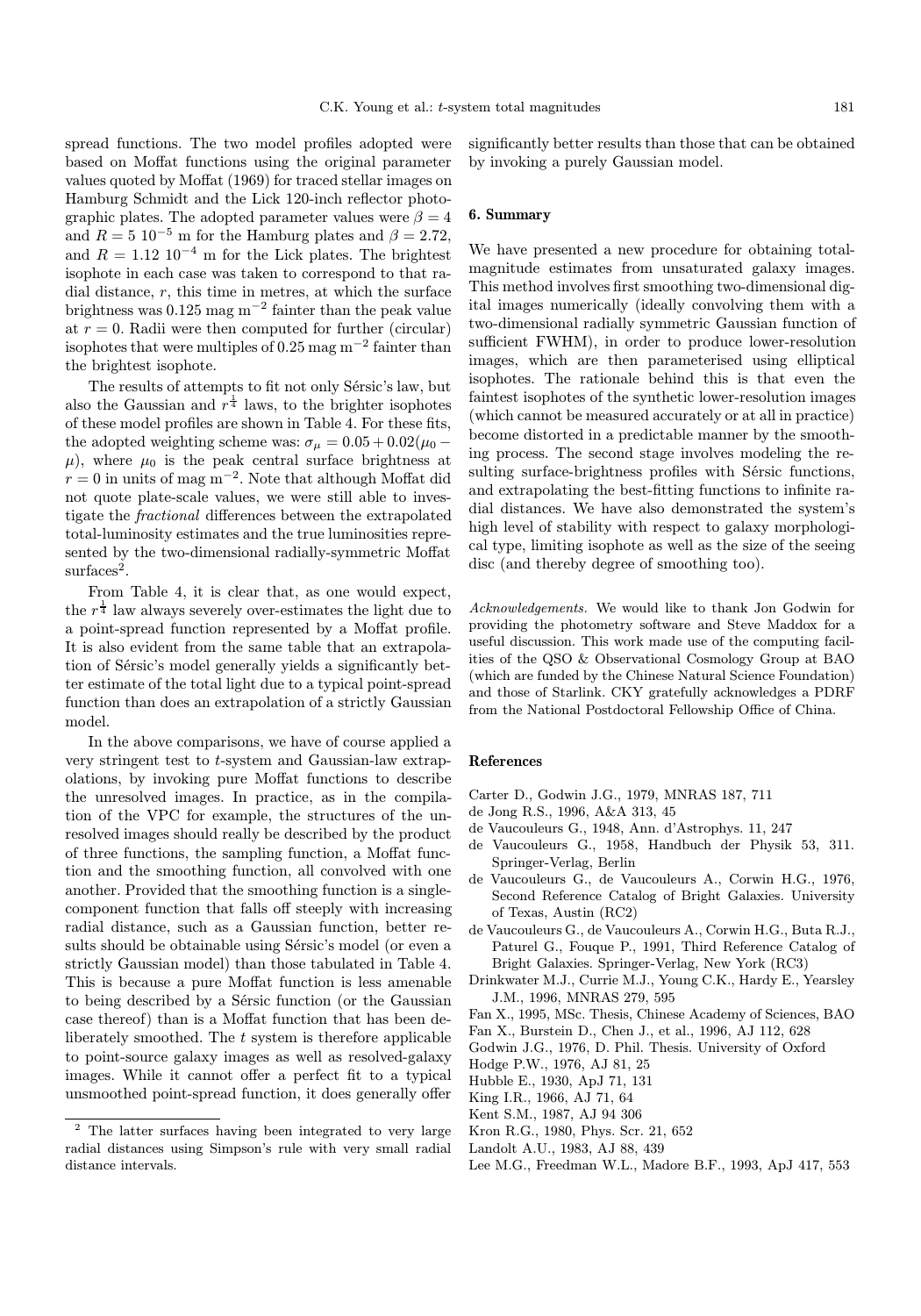spread functions. The two model profiles adopted were based on Moffat functions using the original parameter values quoted by Moffat (1969) for traced stellar images on Hamburg Schmidt and the Lick 120-inch reflector photographic plates. The adopted parameter values were $\beta = 4$ and $R = 5\ 10^{-5}$ m for the Hamburg plates and $\beta = 2.72$, and $R = 1.12\ 10^{-4}$ m for the Lick plates. The brightest isophote in each case was taken to correspond to that radial distance, $r$, this time in metres, at which the surface brightness was 0.125 mag m$^{-2}$ fainter than the peak value at $r = 0$. Radii were then computed for further (circular) isophotes that were multiples of 0.25 mag m$^{-2}$ fainter than the brightest isophote.

The results of attempts to fit not only Sérsic's law, but also the Gaussian and $r^{\frac{1}{4}}$ laws, to the brighter isophotes of these model profiles are shown in Table 4. For these fits, the adopted weighting scheme was: $\sigma_\mu = 0.05 + 0.02(\mu_0 - \mu)$, where $\mu_0$ is the peak central surface brightness at $r = 0$ in units of mag m$^{-2}$. Note that although Moffat did not quote plate-scale values, we were still able to investigate the *fractional* differences between the extrapolated total-luminosity estimates and the true luminosities represented by the two-dimensional radially-symmetric Moffat surfaces[2].

From Table 4, it is clear that, as one would expect, the $r^{\frac{1}{4}}$ law always severely over-estimates the light due to a point-spread function represented by a Moffat profile. It is also evident from the same table that an extrapolation of Sérsic's model generally yields a significantly better estimate of the total light due to a typical point-spread function than does an extrapolation of a strictly Gaussian model.

In the above comparisons, we have of course applied a very stringent test to $t$-system and Gaussian-law extrapolations, by invoking pure Moffat functions to describe the unresolved images. In practice, as in the compilation of the VPC for example, the structures of the unresolved images should really be described by the product of three functions, the sampling function, a Moffat function and the smoothing function, all convolved with one another. Provided that the smoothing function is a single-component function that falls off steeply with increasing radial distance, such as a Gaussian function, better results should be obtainable using Sérsic's model (or even a strictly Gaussian model) than those tabulated in Table 4. This is because a pure Moffat function is less amenable to being described by a Sérsic function (or the Gaussian case thereof) than is a Moffat function that has been deliberately smoothed. The $t$ system is therefore applicable to point-source galaxy images as well as resolved-galaxy images. While it cannot offer a perfect fit to a typical unsmoothed point-spread function, it does generally offer significantly better results than those that can be obtained by invoking a purely Gaussian model.

[2] The latter surfaces having been integrated to very large radial distances using Simpson's rule with very small radial distance intervals.

## 6. Summary

We have presented a new procedure for obtaining total-magnitude estimates from unsaturated galaxy images. This method involves first smoothing two-dimensional digital images numerically (ideally convolving them with a two-dimensional radially symmetric Gaussian function of sufficient FWHM), in order to produce lower-resolution images, which are then parameterised using elliptical isophotes. The rationale behind this is that even the faintest isophotes of the synthetic lower-resolution images (which cannot be measured accurately or at all in practice) become distorted in a predictable manner by the smoothing process. The second stage involves modeling the resulting surface-brightness profiles with Sérsic functions, and extrapolating the best-fitting functions to infinite radial distances. We have also demonstrated the system's high level of stability with respect to galaxy morphological type, limiting isophote as well as the size of the seeing disc (and thereby degree of smoothing too).

*Acknowledgements.* We would like to thank Jon Godwin for providing the photometry software and Steve Maddox for a useful discussion. This work made use of the computing facilities of the QSO & Observational Cosmology Group at BAO (which are funded by the Chinese Natural Science Foundation) and those of Starlink. CKY gratefully acknowledges a PDRF from the National Postdoctoral Fellowship Office of China.

## References

- Carter D., Godwin J.G., 1979, MNRAS 187, 711
- de Jong R.S., 1996, A&A 313, 45
- de Vaucouleurs G., 1948, Ann. d'Astrophys. 11, 247
- de Vaucouleurs G., 1958, Handbuch der Physik 53, 311. Springer-Verlag, Berlin
- de Vaucouleurs G., de Vaucouleurs A., Corwin H.G., 1976, Second Reference Catalog of Bright Galaxies. University of Texas, Austin (RC2)
- de Vaucouleurs G., de Vaucouleurs A., Corwin H.G., Buta R.J., Paturel G., Fouque P., 1991, Third Reference Catalog of Bright Galaxies. Springer-Verlag, New York (RC3)
- Drinkwater M.J., Currie M.J., Young C.K., Hardy E., Yearsley J.M., 1996, MNRAS 279, 595
- Fan X., 1995, MSc. Thesis, Chinese Academy of Sciences, BAO
- Fan X., Burstein D., Chen J., et al., 1996, AJ 112, 628
- Godwin J.G., 1976, D. Phil. Thesis. University of Oxford
- Hodge P.W., 1976, AJ 81, 25
- Hubble E., 1930, ApJ 71, 131
- King I.R., 1966, AJ 71, 64
- Kent S.M., 1987, AJ 94 306
- Kron R.G., 1980, Phys. Scr. 21, 652
- Landolt A.U., 1983, AJ 88, 439
- Lee M.G., Freedman W.L., Madore B.F., 1993, ApJ 417, 553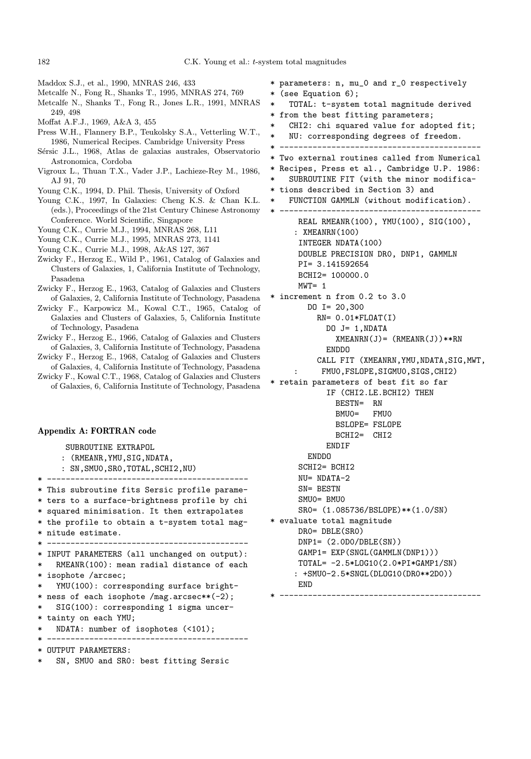Maddox S.J., et al., 1990, MNRAS 246, 433

Metcalfe N., Fong R., Shanks T., 1995, MNRAS 274, 769

Metcalfe N., Shanks T., Fong R., Jones L.R., 1991, MNRAS 249, 498

Moffat A.F.J., 1969, A&A 3, 455

Press W.H., Flannery B.P., Teukolsky S.A., Vetterling W.T., 1986, Numerical Recipes. Cambridge University Press

Sérsic J.L., 1968, Atlas de galaxias australes, Observatorio Astronomica, Cordoba

Vigroux L., Thuan T.X., Vader J.P., Lachieze-Rey M., 1986, AJ 91, 70

Young C.K., 1994, D. Phil. Thesis, University of Oxford

Young C.K., 1997, In Galaxies: Cheng K.S. & Chan K.L. (eds.), Proceedings of the 21st Century Chinese Astronomy Conference. World Scientific, Singapore

Young C.K., Currie M.J., 1994, MNRAS 268, L11

Young C.K., Currie M.J., 1995, MNRAS 273, 1141

Young C.K., Currie M.J., 1998, A&AS 127, 367

Zwicky F., Herzog E., Wild P., 1961, Catalog of Galaxies and Clusters of Galaxies, 1, California Institute of Technology, Pasadena

Zwicky F., Herzog E., 1963, Catalog of Galaxies and Clusters of Galaxies, 2, California Institute of Technology, Pasadena

Zwicky F., Karpowicz M., Kowal C.T., 1965, Catalog of Galaxies and Clusters of Galaxies, 5, California Institute of Technology, Pasadena

Zwicky F., Herzog E., 1966, Catalog of Galaxies and Clusters of Galaxies, 3, California Institute of Technology, Pasadena

Zwicky F., Herzog E., 1968, Catalog of Galaxies and Clusters of Galaxies, 4, California Institute of Technology, Pasadena

Zwicky F., Kowal C.T., 1968, Catalog of Galaxies and Clusters of Galaxies, 6, California Institute of Technology, Pasadena

## Appendix A: FORTRAN code

```
      SUBROUTINE EXTRAPOL
     : (RMEANR,YMU,SIG,NDATA,
     : SN,SMU0,SR0,TOTAL,SCHI2,NU)
* -------------------------------------------
* This subroutine fits Sersic profile parame-
* ters to a surface-brightness profile by chi
* squared minimisation. It then extrapolates
* the profile to obtain a t-system total mag-
* nitude estimate.
* -------------------------------------------
* INPUT PARAMETERS (all unchanged on output):
*   RMEANR(100): mean radial distance of each
* isophote /arcsec;
*   YMU(100): corresponding surface bright-
* ness of each isophote /mag.arcsec**(-2);
*   SIG(100): corresponding 1 sigma uncer-
* tainty on each YMU;
*   NDATA: number of isophotes (<101);
* -------------------------------------------
* OUTPUT PARAMETERS:
*   SN, SMU0 and SR0: best fitting Sersic
* parameters: n, mu_0 and r_0 respectively
* (see Equation 6);
*   TOTAL: t-system total magnitude derived
* from the best fitting parameters;
*   CHI2: chi squared value for adopted fit;
*   NU: corresponding degrees of freedom.
* -------------------------------------------
* Two external routines called from Numerical
* Recipes, Press et al., Cambridge U.P. 1986:
*   SUBROUTINE FIT (with the minor modifica-
* tions described in Section 3) and
*   FUNCTION GAMMLN (without modification).
* -------------------------------------------
      REAL RMEANR(100), YMU(100), SIG(100),
     : XMEANRN(100)
      INTEGER NDATA(100)
      DOUBLE PRECISION DR0, DNP1, GAMMLN
      PI= 3.141592654
      BCHI2= 100000.0
      MWT= 1
* increment n from 0.2 to 3.0
       DO I= 20,300
         RN= 0.01*FLOAT(I)
           DO J= 1,NDATA
             XMEANRN(J)= (RMEANR(J))**RN
           ENDDO
         CALL FIT (XMEANRN,YMU,NDATA,SIG,MWT,
     :      FMU0,FSLOPE,SIGMU0,SIGS,CHI2)
* retain parameters of best fit so far
           IF (CHI2.LE.BCHI2) THEN
             BESTN=  RN
             BMU0=   FMU0
             BSLOPE= FSLOPE
             BCHI2=  CHI2
           ENDIF
       ENDDO
      SCHI2= BCHI2
      NU= NDATA-2
      SN= BESTN
      SMU0= BMU0
      SR0= (1.085736/BSLOPE)**(1.0/SN)
* evaluate total magnitude
      DR0= DBLE(SR0)
      DNP1= (2.0D0/DBLE(SN))
      GAMP1= EXP(SNGL(GAMMLN(DNP1)))
      TOTAL= -2.5*LOG10(2.0*PI*GAMP1/SN)
     : +SMU0-2.5*SNGL(DLOG10(DR0**2D0))
      END
* -------------------------------------------
```